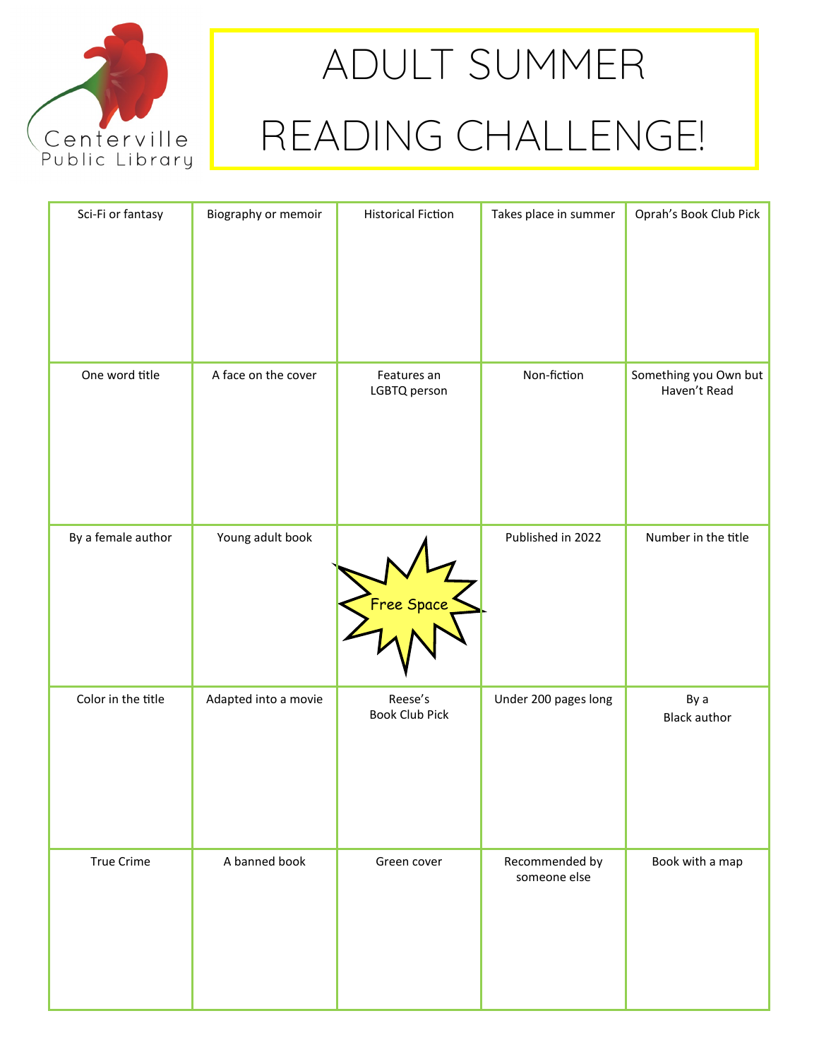Centerville Public Library

# ADULT SUMMER READING CHALLENGE!

| Sci-Fi or fantasy | Biography or memoir | Historical Fiction | Takes place in summer | Oprah's Book Club Pick |
|---|---|---|---|---|
| One word title | A face on the cover | Features an LGBTQ person | Non-fiction | Something you Own but Haven't Read |
| By a female author | Young adult book | Free Space | Published in 2022 | Number in the title |
| Color in the title | Adapted into a movie | Reese's Book Club Pick | Under 200 pages long | By a Black author |
| True Crime | A banned book | Green cover | Recommended by someone else | Book with a map |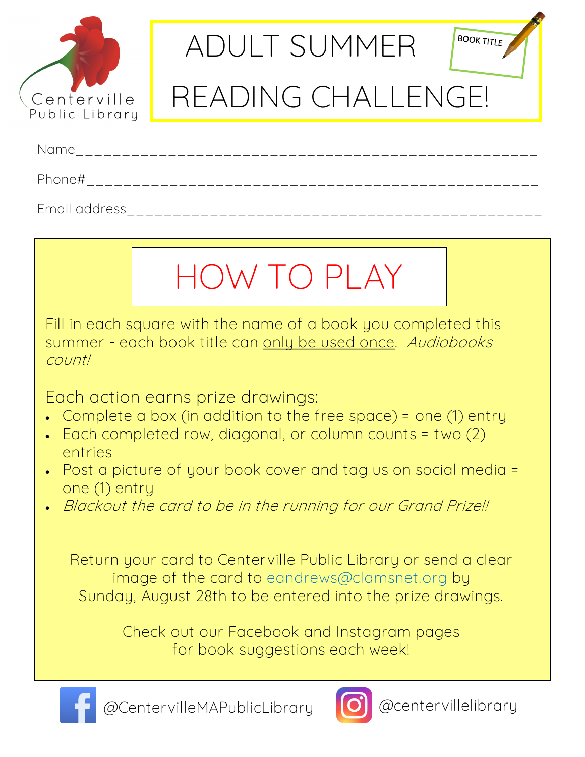Centerville
Public Library

# ADULT SUMMER READING CHALLENGE!

BOOK TITLE

Name________________________________________________

Phone#______________________________________________

Email address_______________________________________

## HOW TO PLAY

Fill in each square with the name of a book you completed this summer - each book title can only be used once. *Audiobooks count!*

Each action earns prize drawings:

- Complete a box (in addition to the free space) = one (1) entry
- Each completed row, diagonal, or column counts = two (2) entries
- Post a picture of your book cover and tag us on social media = one (1) entry
- *Blackout the card to be in the running for our Grand Prize!!*

Return your card to Centerville Public Library or send a clear image of the card to eandrews@clamsnet.org by Sunday, August 28th to be entered into the prize drawings.

Check out our Facebook and Instagram pages for book suggestions each week!

@CentervilleMAPublicLibrary

@centervillelibrary